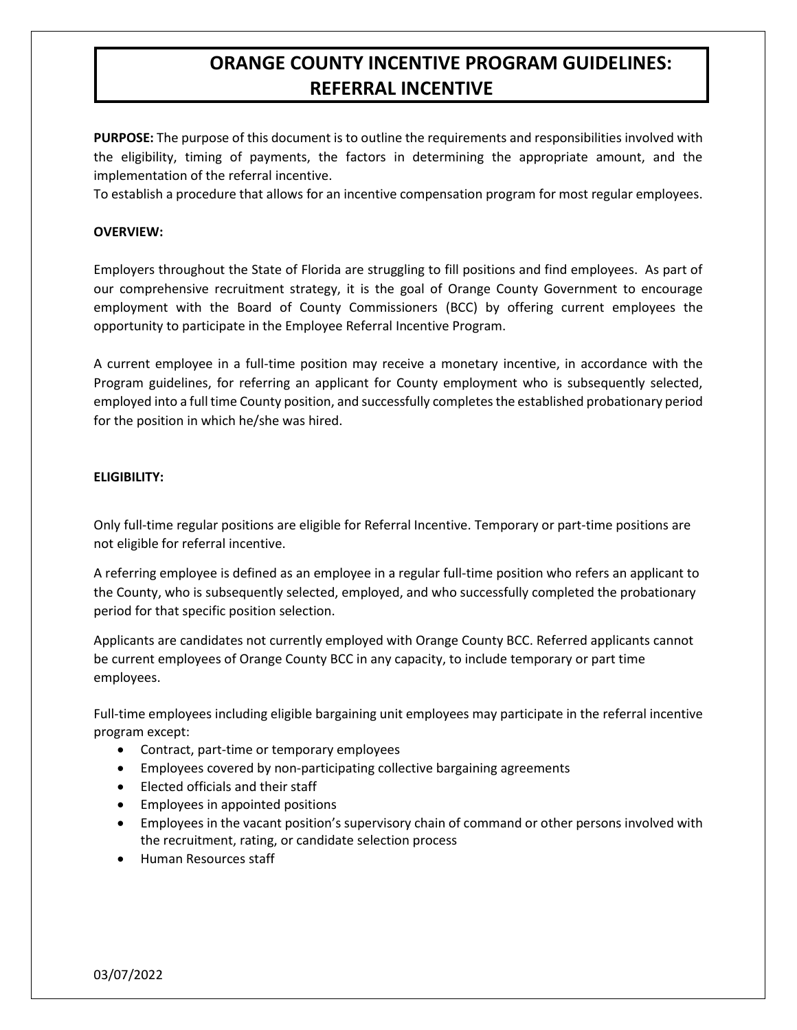# ORANGE COUNTY INCENTIVE PROGRAM GUIDELINES: REFERRAL INCENTIVE

**PURPOSE:** The purpose of this document is to outline the requirements and responsibilities involved with the eligibility, timing of payments, the factors in determining the appropriate amount, and the implementation of the referral incentive.
To establish a procedure that allows for an incentive compensation program for most regular employees.

**OVERVIEW:**

Employers throughout the State of Florida are struggling to fill positions and find employees. As part of our comprehensive recruitment strategy, it is the goal of Orange County Government to encourage employment with the Board of County Commissioners (BCC) by offering current employees the opportunity to participate in the Employee Referral Incentive Program.

A current employee in a full-time position may receive a monetary incentive, in accordance with the Program guidelines, for referring an applicant for County employment who is subsequently selected, employed into a full time County position, and successfully completes the established probationary period for the position in which he/she was hired.

**ELIGIBILITY:**

Only full-time regular positions are eligible for Referral Incentive. Temporary or part-time positions are not eligible for referral incentive.

A referring employee is defined as an employee in a regular full-time position who refers an applicant to the County, who is subsequently selected, employed, and who successfully completed the probationary period for that specific position selection.

Applicants are candidates not currently employed with Orange County BCC. Referred applicants cannot be current employees of Orange County BCC in any capacity, to include temporary or part time employees.

Full-time employees including eligible bargaining unit employees may participate in the referral incentive program except:

- Contract, part-time or temporary employees
- Employees covered by non-participating collective bargaining agreements
- Elected officials and their staff
- Employees in appointed positions
- Employees in the vacant position's supervisory chain of command or other persons involved with the recruitment, rating, or candidate selection process
- Human Resources staff

03/07/2022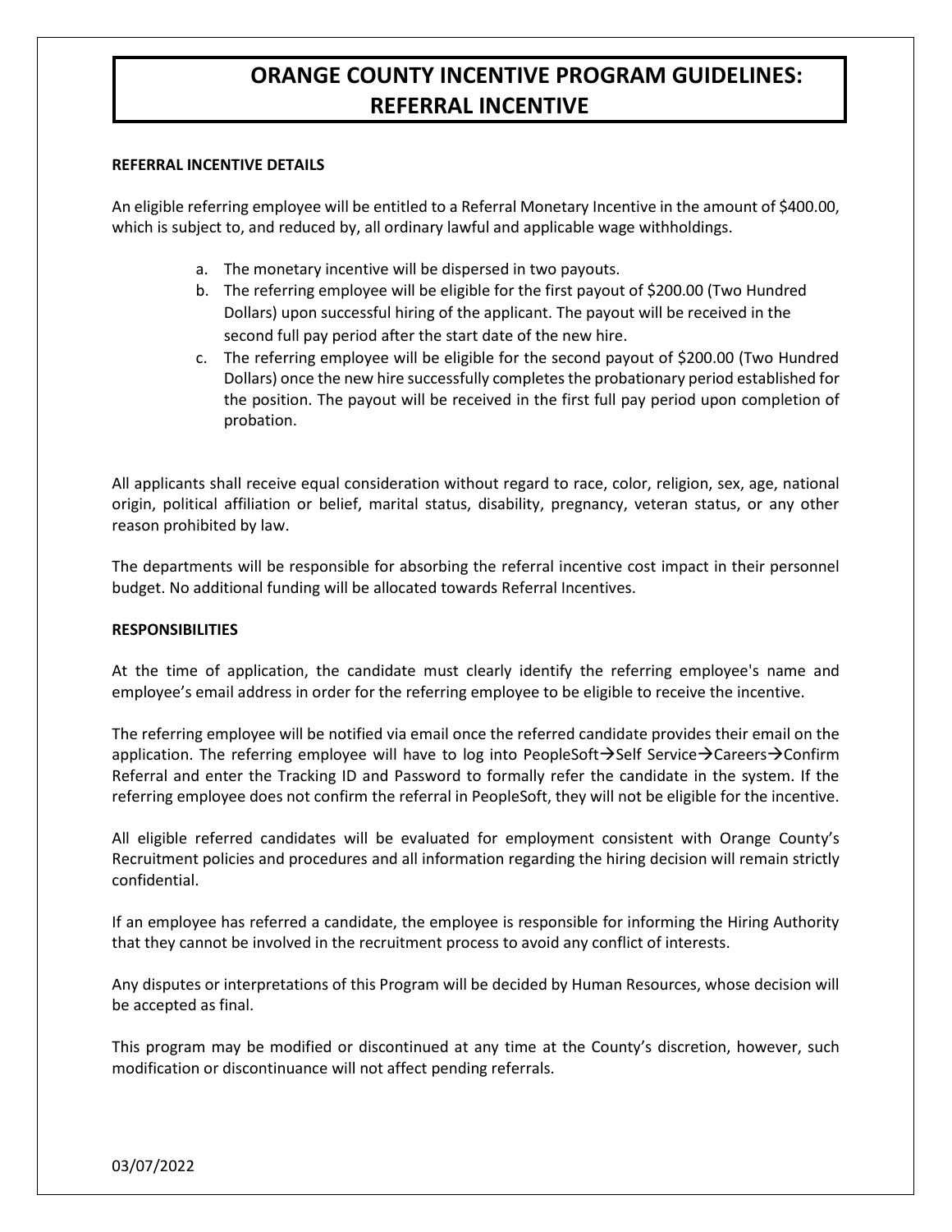# ORANGE COUNTY INCENTIVE PROGRAM GUIDELINES: REFERRAL INCENTIVE

**REFERRAL INCENTIVE DETAILS**

An eligible referring employee will be entitled to a Referral Monetary Incentive in the amount of $400.00, which is subject to, and reduced by, all ordinary lawful and applicable wage withholdings.

a. The monetary incentive will be dispersed in two payouts.
b. The referring employee will be eligible for the first payout of $200.00 (Two Hundred Dollars) upon successful hiring of the applicant. The payout will be received in the second full pay period after the start date of the new hire.
c. The referring employee will be eligible for the second payout of $200.00 (Two Hundred Dollars) once the new hire successfully completes the probationary period established for the position. The payout will be received in the first full pay period upon completion of probation.

All applicants shall receive equal consideration without regard to race, color, religion, sex, age, national origin, political affiliation or belief, marital status, disability, pregnancy, veteran status, or any other reason prohibited by law.

The departments will be responsible for absorbing the referral incentive cost impact in their personnel budget. No additional funding will be allocated towards Referral Incentives.

**RESPONSIBILITIES**

At the time of application, the candidate must clearly identify the referring employee's name and employee's email address in order for the referring employee to be eligible to receive the incentive.

The referring employee will be notified via email once the referred candidate provides their email on the application. The referring employee will have to log into PeopleSoft→Self Service→Careers→Confirm Referral and enter the Tracking ID and Password to formally refer the candidate in the system. If the referring employee does not confirm the referral in PeopleSoft, they will not be eligible for the incentive.

All eligible referred candidates will be evaluated for employment consistent with Orange County's Recruitment policies and procedures and all information regarding the hiring decision will remain strictly confidential.

If an employee has referred a candidate, the employee is responsible for informing the Hiring Authority that they cannot be involved in the recruitment process to avoid any conflict of interests.

Any disputes or interpretations of this Program will be decided by Human Resources, whose decision will be accepted as final.

This program may be modified or discontinued at any time at the County's discretion, however, such modification or discontinuance will not affect pending referrals.

03/07/2022